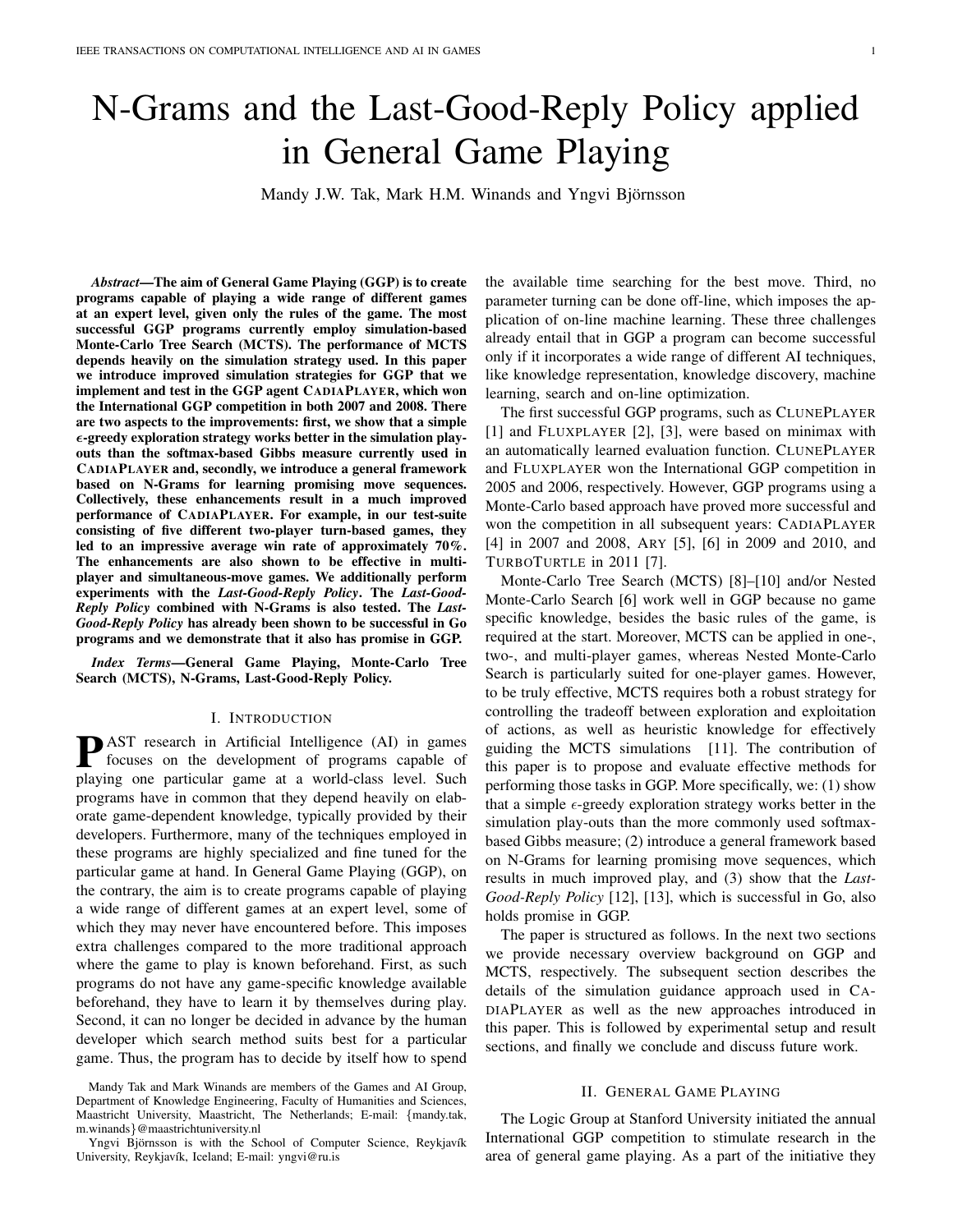# N-Grams and the Last-Good-Reply Policy applied in General Game Playing

Mandy J.W. Tak, Mark H.M. Winands and Yngvi Björnsson

***Abstract*—The aim of General Game Playing (GGP) is to create programs capable of playing a wide range of different games at an expert level, given only the rules of the game. The most successful GGP programs currently employ simulation-based Monte-Carlo Tree Search (MCTS). The performance of MCTS depends heavily on the simulation strategy used. In this paper we introduce improved simulation strategies for GGP that we implement and test in the GGP agent CADIAPLAYER, which won the International GGP competition in both 2007 and 2008. There are two aspects to the improvements: first, we show that a simple $\epsilon$-greedy exploration strategy works better in the simulation play-outs than the softmax-based Gibbs measure currently used in CADIAPLAYER and, secondly, we introduce a general framework based on N-Grams for learning promising move sequences. Collectively, these enhancements result in a much improved performance of CADIAPLAYER. For example, in our test-suite consisting of five different two-player turn-based games, they led to an impressive average win rate of approximately 70%. The enhancements are also shown to be effective in multi-player and simultaneous-move games. We additionally perform experiments with the *Last-Good-Reply Policy*. The *Last-Good-Reply Policy* combined with N-Grams is also tested. The *Last-Good-Reply Policy* has already been shown to be successful in Go programs and we demonstrate that it also has promise in GGP.**

***Index Terms*—General Game Playing, Monte-Carlo Tree Search (MCTS), N-Grams, Last-Good-Reply Policy.**

## I. Introduction

PAST research in Artificial Intelligence (AI) in games focuses on the development of programs capable of playing one particular game at a world-class level. Such programs have in common that they depend heavily on elaborate game-dependent knowledge, typically provided by their developers. Furthermore, many of the techniques employed in these programs are highly specialized and fine tuned for the particular game at hand. In General Game Playing (GGP), on the contrary, the aim is to create programs capable of playing a wide range of different games at an expert level, some of which they may never have encountered before. This imposes extra challenges compared to the more traditional approach where the game to play is known beforehand. First, as such programs do not have any game-specific knowledge available beforehand, they have to learn it by themselves during play. Second, it can no longer be decided in advance by the human developer which search method suits best for a particular game. Thus, the program has to decide by itself how to spend the available time searching for the best move. Third, no parameter turning can be done off-line, which imposes the application of on-line machine learning. These three challenges already entail that in GGP a program can become successful only if it incorporates a wide range of different AI techniques, like knowledge representation, knowledge discovery, machine learning, search and on-line optimization.

The first successful GGP programs, such as CLUNEPLAYER [1] and FLUXPLAYER [2], [3], were based on minimax with an automatically learned evaluation function. CLUNEPLAYER and FLUXPLAYER won the International GGP competition in 2005 and 2006, respectively. However, GGP programs using a Monte-Carlo based approach have proved more successful and won the competition in all subsequent years: CADIAPLAYER [4] in 2007 and 2008, ARY [5], [6] in 2009 and 2010, and TURBOTURTLE in 2011 [7].

Monte-Carlo Tree Search (MCTS) [8]–[10] and/or Nested Monte-Carlo Search [6] work well in GGP because no game specific knowledge, besides the basic rules of the game, is required at the start. Moreover, MCTS can be applied in one-, two-, and multi-player games, whereas Nested Monte-Carlo Search is particularly suited for one-player games. However, to be truly effective, MCTS requires both a robust strategy for controlling the tradeoff between exploration and exploitation of actions, as well as heuristic knowledge for effectively guiding the MCTS simulations [11]. The contribution of this paper is to propose and evaluate effective methods for performing those tasks in GGP. More specifically, we: (1) show that a simple $\epsilon$-greedy exploration strategy works better in the simulation play-outs than the more commonly used softmax-based Gibbs measure; (2) introduce a general framework based on N-Grams for learning promising move sequences, which results in much improved play, and (3) show that the *Last-Good-Reply Policy* [12], [13], which is successful in Go, also holds promise in GGP.

The paper is structured as follows. In the next two sections we provide necessary overview background on GGP and MCTS, respectively. The subsequent section describes the details of the simulation guidance approach used in CADIAPLAYER as well as the new approaches introduced in this paper. This is followed by experimental setup and result sections, and finally we conclude and discuss future work.

Mandy Tak and Mark Winands are members of the Games and AI Group, Department of Knowledge Engineering, Faculty of Humanities and Sciences, Maastricht University, Maastricht, The Netherlands; E-mail: {mandy.tak, m.winands}@maastrichtuniversity.nl

Yngvi Björnsson is with the School of Computer Science, Reykjavík University, Reykjavík, Iceland; E-mail: yngvi@ru.is

## II. General Game Playing

The Logic Group at Stanford University initiated the annual International GGP competition to stimulate research in the area of general game playing. As a part of the initiative they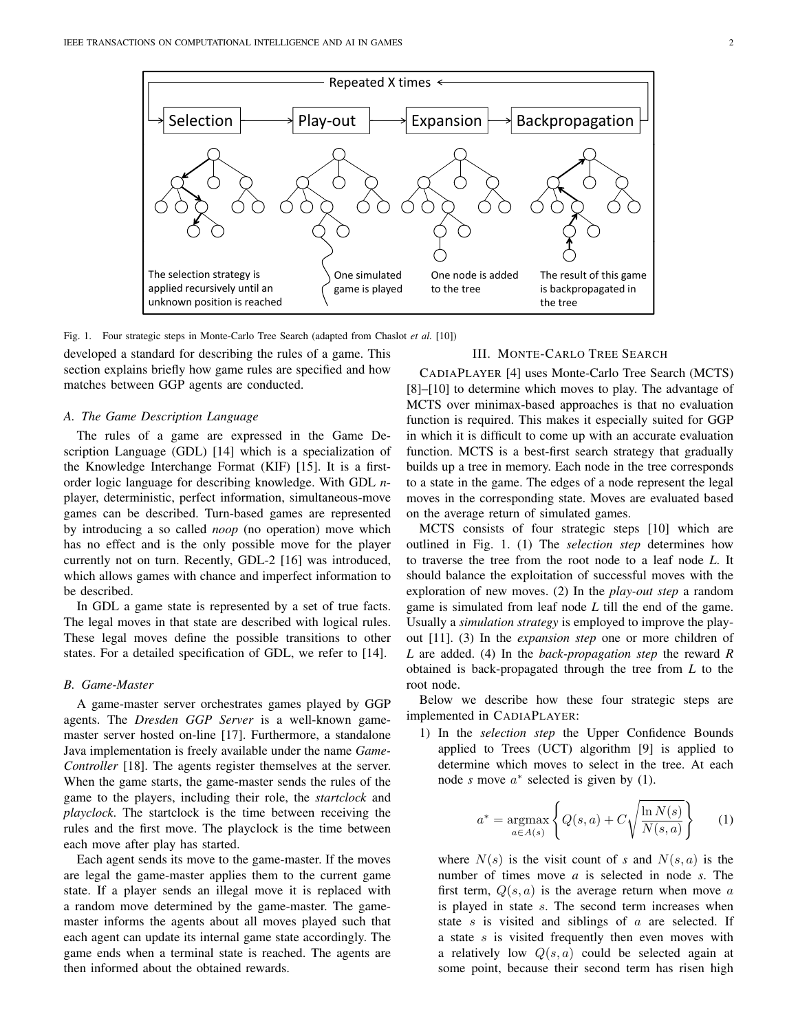Fig. 1. Four strategic steps in Monte-Carlo Tree Search (adapted from Chaslot *et al.* [10])

developed a standard for describing the rules of a game. This section explains briefly how game rules are specified and how matches between GGP agents are conducted.

### A. The Game Description Language

The rules of a game are expressed in the Game Description Language (GDL) [14] which is a specialization of the Knowledge Interchange Format (KIF) [15]. It is a first-order logic language for describing knowledge. With GDL *n*-player, deterministic, perfect information, simultaneous-move games can be described. Turn-based games are represented by introducing a so called *noop* (no operation) move which has no effect and is the only possible move for the player currently not on turn. Recently, GDL-2 [16] was introduced, which allows games with chance and imperfect information to be described.

In GDL a game state is represented by a set of true facts. The legal moves in that state are described with logical rules. These legal moves define the possible transitions to other states. For a detailed specification of GDL, we refer to [14].

### B. Game-Master

A game-master server orchestrates games played by GGP agents. The *Dresden GGP Server* is a well-known game-master server hosted on-line [17]. Furthermore, a standalone Java implementation is freely available under the name *Game-Controller* [18]. The agents register themselves at the server. When the game starts, the game-master sends the rules of the game to the players, including their role, the *startclock* and *playclock*. The startclock is the time between receiving the rules and the first move. The playclock is the time between each move after play has started.

Each agent sends its move to the game-master. If the moves are legal the game-master applies them to the current game state. If a player sends an illegal move it is replaced with a random move determined by the game-master. The game-master informs the agents about all moves played such that each agent can update its internal game state accordingly. The game ends when a terminal state is reached. The agents are then informed about the obtained rewards.

## III. Monte-Carlo Tree Search

CadiaPlayer [4] uses Monte-Carlo Tree Search (MCTS) [8]–[10] to determine which moves to play. The advantage of MCTS over minimax-based approaches is that no evaluation function is required. This makes it especially suited for GGP in which it is difficult to come up with an accurate evaluation function. MCTS is a best-first search strategy that gradually builds up a tree in memory. Each node in the tree corresponds to a state in the game. The edges of a node represent the legal moves in the corresponding state. Moves are evaluated based on the average return of simulated games.

MCTS consists of four strategic steps [10] which are outlined in Fig. 1. (1) The *selection step* determines how to traverse the tree from the root node to a leaf node *L*. It should balance the exploitation of successful moves with the exploration of new moves. (2) In the *play-out step* a random game is simulated from leaf node *L* till the end of the game. Usually a *simulation strategy* is employed to improve the play-out [11]. (3) In the *expansion step* one or more children of *L* are added. (4) In the *back-propagation step* the reward *R* obtained is back-propagated through the tree from *L* to the root node.

Below we describe how these four strategic steps are implemented in CadiaPlayer:

1) In the *selection step* the Upper Confidence Bounds applied to Trees (UCT) algorithm [9] is applied to determine which moves to select in the tree. At each node *s* move $a^*$ selected is given by (1).

$$a^* = \operatorname*{argmax}_{a \in A(s)} \left\{ Q(s,a) + C\sqrt{\frac{\ln N(s)}{N(s,a)}} \right\} \qquad (1)$$

where $N(s)$ is the visit count of *s* and $N(s,a)$ is the number of times move *a* is selected in node *s*. The first term, $Q(s,a)$ is the average return when move $a$ is played in state $s$. The second term increases when state $s$ is visited and siblings of $a$ are selected. If a state $s$ is visited frequently then even moves with a relatively low $Q(s,a)$ could be selected again at some point, because their second term has risen high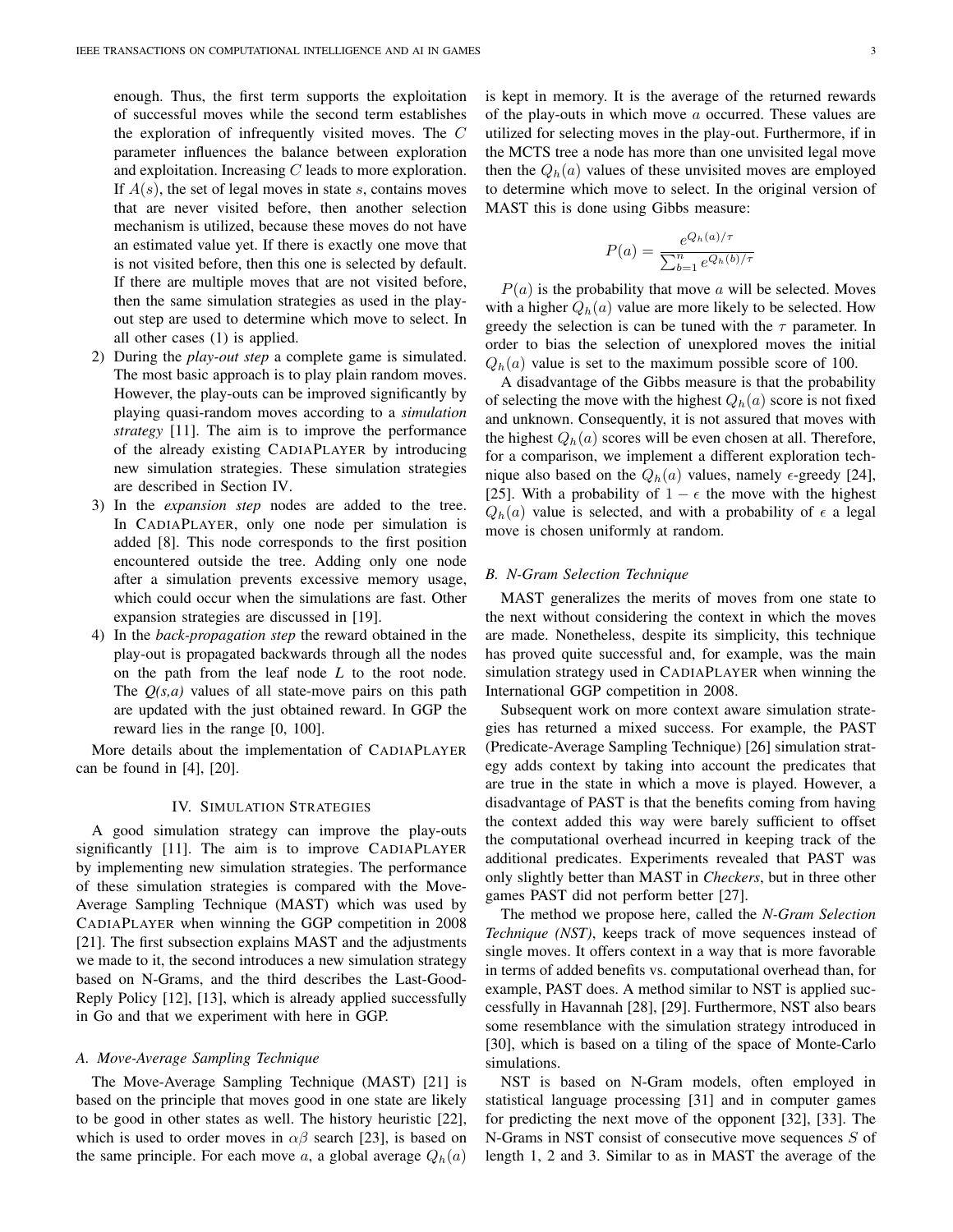enough. Thus, the first term supports the exploitation of successful moves while the second term establishes the exploration of infrequently visited moves. The $C$ parameter influences the balance between exploration and exploitation. Increasing $C$ leads to more exploration. If $A(s)$, the set of legal moves in state $s$, contains moves that are never visited before, then another selection mechanism is utilized, because these moves do not have an estimated value yet. If there is exactly one move that is not visited before, then this one is selected by default. If there are multiple moves that are not visited before, then the same simulation strategies as used in the play-out step are used to determine which move to select. In all other cases (1) is applied.

2) During the *play-out step* a complete game is simulated. The most basic approach is to play plain random moves. However, the play-outs can be improved significantly by playing quasi-random moves according to a *simulation strategy* [11]. The aim is to improve the performance of the already existing CadiaPlayer by introducing new simulation strategies. These simulation strategies are described in Section IV.
3) In the *expansion step* nodes are added to the tree. In CadiaPlayer, only one node per simulation is added [8]. This node corresponds to the first position encountered outside the tree. Adding only one node after a simulation prevents excessive memory usage, which could occur when the simulations are fast. Other expansion strategies are discussed in [19].
4) In the *back-propagation step* the reward obtained in the play-out is propagated backwards through all the nodes on the path from the leaf node $L$ to the root node. The $Q(s,a)$ values of all state-move pairs on this path are updated with the just obtained reward. In GGP the reward lies in the range [0, 100].

More details about the implementation of CadiaPlayer can be found in [4], [20].

## IV. Simulation Strategies

A good simulation strategy can improve the play-outs significantly [11]. The aim is to improve CadiaPlayer by implementing new simulation strategies. The performance of these simulation strategies is compared with the Move-Average Sampling Technique (MAST) which was used by CadiaPlayer when winning the GGP competition in 2008 [21]. The first subsection explains MAST and the adjustments we made to it, the second introduces a new simulation strategy based on N-Grams, and the third describes the Last-Good-Reply Policy [12], [13], which is already applied successfully in Go and that we experiment with here in GGP.

### A. Move-Average Sampling Technique

The Move-Average Sampling Technique (MAST) [21] is based on the principle that moves good in one state are likely to be good in other states as well. The history heuristic [22], which is used to order moves in $\alpha\beta$ search [23], is based on the same principle. For each move $a$, a global average $Q_h(a)$ is kept in memory. It is the average of the returned rewards of the play-outs in which move $a$ occurred. These values are utilized for selecting moves in the play-out. Furthermore, if in the MCTS tree a node has more than one unvisited legal move then the $Q_h(a)$ values of these unvisited moves are employed to determine which move to select. In the original version of MAST this is done using Gibbs measure:

$$P(a) = \frac{e^{Q_h(a)/\tau}}{\sum_{b=1}^{n} e^{Q_h(b)/\tau}}$$

$P(a)$ is the probability that move $a$ will be selected. Moves with a higher $Q_h(a)$ value are more likely to be selected. How greedy the selection is can be tuned with the $\tau$ parameter. In order to bias the selection of unexplored moves the initial $Q_h(a)$ value is set to the maximum possible score of 100.

A disadvantage of the Gibbs measure is that the probability of selecting the move with the highest $Q_h(a)$ score is not fixed and unknown. Consequently, it is not assured that moves with the highest $Q_h(a)$ scores will be even chosen at all. Therefore, for a comparison, we implement a different exploration technique also based on the $Q_h(a)$ values, namely $\epsilon$-greedy [24], [25]. With a probability of $1 - \epsilon$ the move with the highest $Q_h(a)$ value is selected, and with a probability of $\epsilon$ a legal move is chosen uniformly at random.

### B. N-Gram Selection Technique

MAST generalizes the merits of moves from one state to the next without considering the context in which the moves are made. Nonetheless, despite its simplicity, this technique has proved quite successful and, for example, was the main simulation strategy used in CadiaPlayer when winning the International GGP competition in 2008.

Subsequent work on more context aware simulation strategies has returned a mixed success. For example, the PAST (Predicate-Average Sampling Technique) [26] simulation strategy adds context by taking into account the predicates that are true in the state in which a move is played. However, a disadvantage of PAST is that the benefits coming from having the context added this way were barely sufficient to offset the computational overhead incurred in keeping track of the additional predicates. Experiments revealed that PAST was only slightly better than MAST in *Checkers*, but in three other games PAST did not perform better [27].

The method we propose here, called the *N-Gram Selection Technique (NST)*, keeps track of move sequences instead of single moves. It offers context in a way that is more favorable in terms of added benefits vs. computational overhead than, for example, PAST does. A method similar to NST is applied successfully in Havannah [28], [29]. Furthermore, NST also bears some resemblance with the simulation strategy introduced in [30], which is based on a tiling of the space of Monte-Carlo simulations.

NST is based on N-Gram models, often employed in statistical language processing [31] and in computer games for predicting the next move of the opponent [32], [33]. The N-Grams in NST consist of consecutive move sequences $S$ of length 1, 2 and 3. Similar to as in MAST the average of the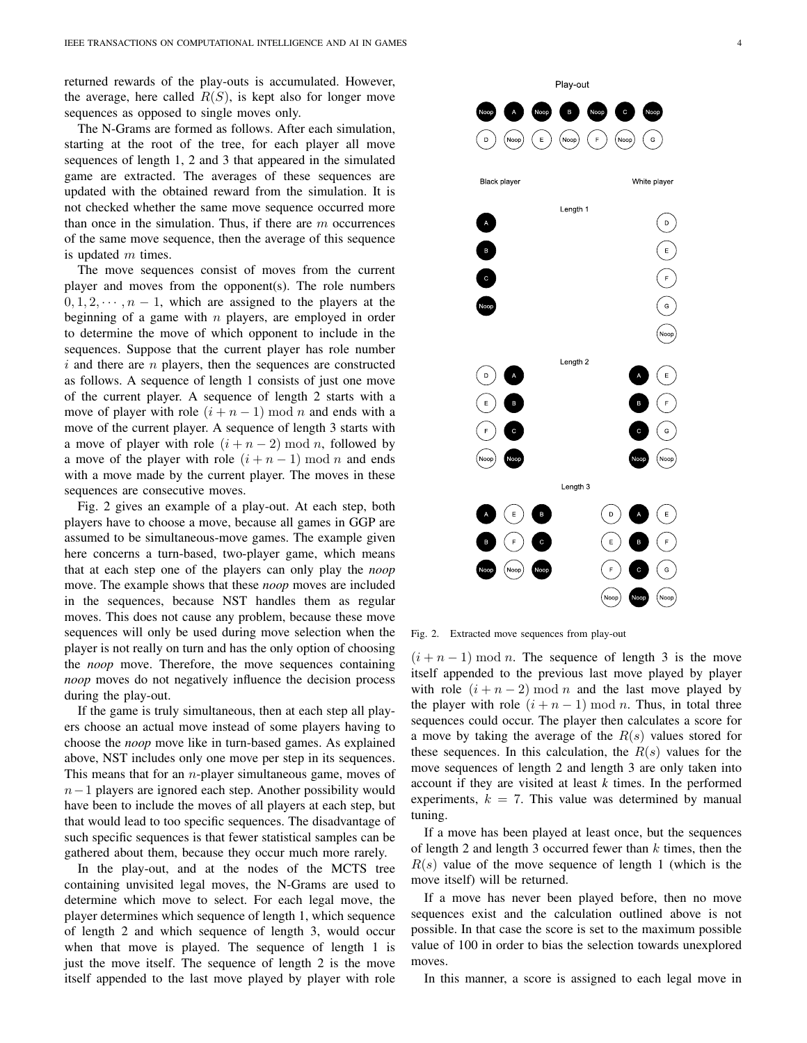returned rewards of the play-outs is accumulated. However, the average, here called $R(S)$, is kept also for longer move sequences as opposed to single moves only.

The N-Grams are formed as follows. After each simulation, starting at the root of the tree, for each player all move sequences of length 1, 2 and 3 that appeared in the simulated game are extracted. The averages of these sequences are updated with the obtained reward from the simulation. It is not checked whether the same move sequence occurred more than once in the simulation. Thus, if there are $m$ occurrences of the same move sequence, then the average of this sequence is updated $m$ times.

The move sequences consist of moves from the current player and moves from the opponent(s). The role numbers $0, 1, 2, \cdots, n-1$, which are assigned to the players at the beginning of a game with $n$ players, are employed in order to determine the move of which opponent to include in the sequences. Suppose that the current player has role number $i$ and there are $n$ players, then the sequences are constructed as follows. A sequence of length 1 consists of just one move of the current player. A sequence of length 2 starts with a move of player with role $(i + n - 1) \bmod n$ and ends with a move of the current player. A sequence of length 3 starts with a move of player with role $(i + n - 2) \bmod n$, followed by a move of the player with role $(i + n - 1) \bmod n$ and ends with a move made by the current player. The moves in these sequences are consecutive moves.

Fig. 2 gives an example of a play-out. At each step, both players have to choose a move, because all games in GGP are assumed to be simultaneous-move games. The example given here concerns a turn-based, two-player game, which means that at each step one of the players can only play the *noop* move. The example shows that these *noop* moves are included in the sequences, because NST handles them as regular moves. This does not cause any problem, because these move sequences will only be used during move selection when the player is not really on turn and has the only option of choosing the *noop* move. Therefore, the move sequences containing *noop* moves do not negatively influence the decision process during the play-out.

If the game is truly simultaneous, then at each step all players choose an actual move instead of some players having to choose the *noop* move like in turn-based games. As explained above, NST includes only one move per step in its sequences. This means that for an $n$-player simultaneous game, moves of $n-1$ players are ignored each step. Another possibility would have been to include the moves of all players at each step, but that would lead to too specific sequences. The disadvantage of such specific sequences is that fewer statistical samples can be gathered about them, because they occur much more rarely.

In the play-out, and at the nodes of the MCTS tree containing unvisited legal moves, the N-Grams are used to determine which move to select. For each legal move, the player determines which sequence of length 1, which sequence of length 2 and which sequence of length 3, would occur when that move is played. The sequence of length 1 is just the move itself. The sequence of length 2 is the move itself appended to the last move played by player with role $(i + n - 1) \bmod n$. The sequence of length 3 is the move itself appended to the previous last move played by player with role $(i + n - 2) \bmod n$ and the last move played by the player with role $(i + n - 1) \bmod n$. Thus, in total three sequences could occur. The player then calculates a score for a move by taking the average of the $R(s)$ values stored for these sequences. In this calculation, the $R(s)$ values for the move sequences of length 2 and length 3 are only taken into account if they are visited at least *k* times. In the performed experiments, $k = 7$. This value was determined by manual tuning.

Play-out

Noop A Noop B Noop C Noop

D Noop E Noop F Noop G

Black player

White player

Length 1

A B C Noop

D E F G Noop

Length 2

D A
E B
F C
Noop Noop

A E
B F
C G
Noop Noop

Length 3

A E B
B F C
Noop Noop Noop

D A E
E B F
F C G
Noop Noop Noop

Fig. 2. Extracted move sequences from play-out

If a move has been played at least once, but the sequences of length 2 and length 3 occurred fewer than $k$ times, then the $R(s)$ value of the move sequence of length 1 (which is the move itself) will be returned.

If a move has never been played before, then no move sequences exist and the calculation outlined above is not possible. In that case the score is set to the maximum possible value of 100 in order to bias the selection towards unexplored moves.

In this manner, a score is assigned to each legal move in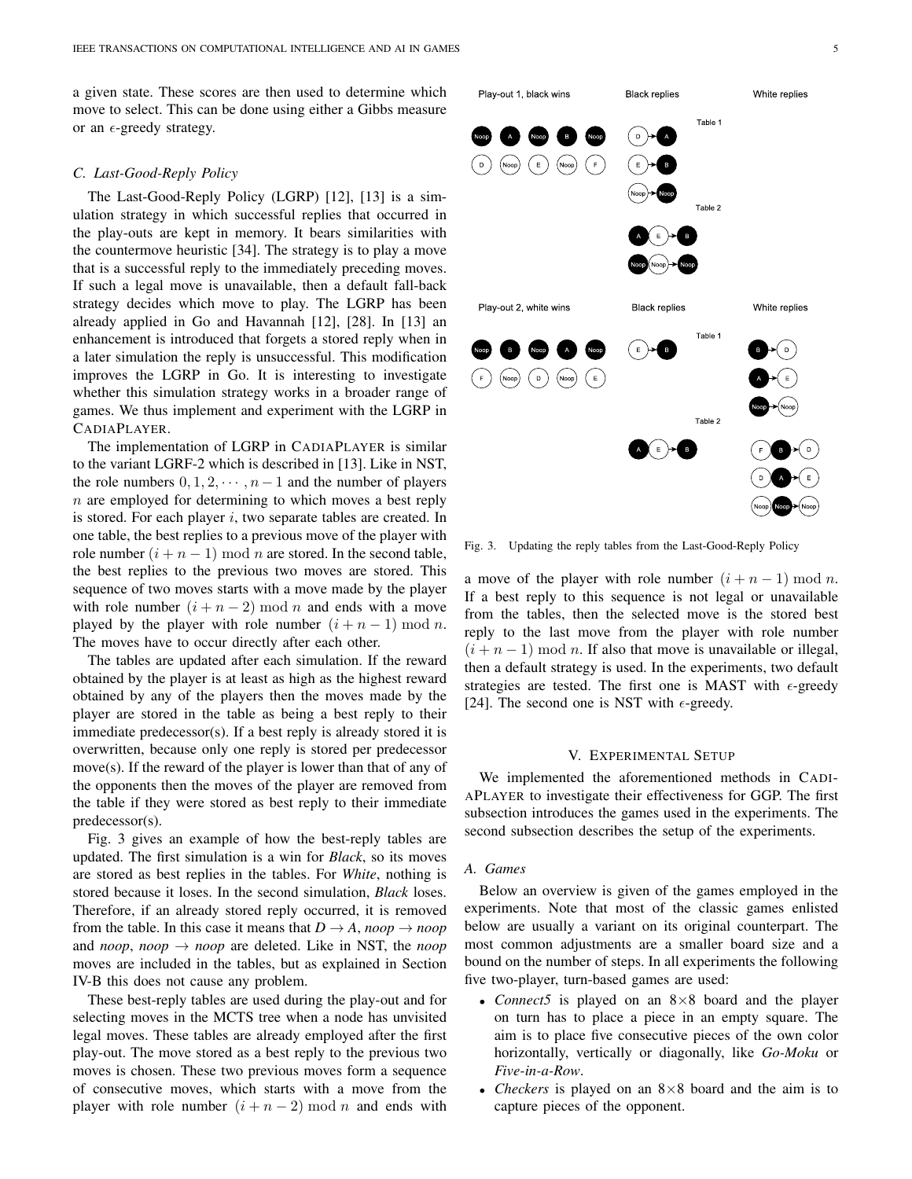a given state. These scores are then used to determine which move to select. This can be done using either a Gibbs measure or an $\epsilon$-greedy strategy.

### C. Last-Good-Reply Policy

The Last-Good-Reply Policy (LGRP) [12], [13] is a simulation strategy in which successful replies that occurred in the play-outs are kept in memory. It bears similarities with the countermove heuristic [34]. The strategy is to play a move that is a successful reply to the immediately preceding moves. If such a legal move is unavailable, then a default fall-back strategy decides which move to play. The LGRP has been already applied in Go and Havannah [12], [28]. In [13] an enhancement is introduced that forgets a stored reply when in a later simulation the reply is unsuccessful. This modification improves the LGRP in Go. It is interesting to investigate whether this simulation strategy works in a broader range of games. We thus implement and experiment with the LGRP in CadiaPlayer.

The implementation of LGRP in CadiaPlayer is similar to the variant LGRF-2 which is described in [13]. Like in NST, the role numbers $0, 1, 2, \cdots, n-1$ and the number of players $n$ are employed for determining to which moves a best reply is stored. For each player $i$, two separate tables are created. In one table, the best replies to a previous move of the player with role number $(i+n-1) \bmod n$ are stored. In the second table, the best replies to the previous two moves are stored. This sequence of two moves starts with a move made by the player with role number $(i+n-2) \bmod n$ and ends with a move played by the player with role number $(i+n-1) \bmod n$. The moves have to occur directly after each other.

The tables are updated after each simulation. If the reward obtained by the player is at least as high as the highest reward obtained by any of the players then the moves made by the player are stored in the table as being a best reply to their immediate predecessor(s). If a best reply is already stored it is overwritten, because only one reply is stored per predecessor move(s). If the reward of the player is lower than that of any of the opponents then the moves of the player are removed from the table if they were stored as best reply to their immediate predecessor(s).

Fig. 3 gives an example of how the best-reply tables are updated. The first simulation is a win for *Black*, so its moves are stored as best replies in the tables. For *White*, nothing is stored because it loses. In the second simulation, *Black* loses. Therefore, if an already stored reply occurred, it is removed from the table. In this case it means that $D \rightarrow A$, *noop* $\rightarrow$ *noop* and *noop*, *noop* $\rightarrow$ *noop* are deleted. Like in NST, the *noop* moves are included in the tables, but as explained in Section IV-B this does not cause any problem.

These best-reply tables are used during the play-out and for selecting moves in the MCTS tree when a node has unvisited legal moves. These tables are already employed after the first play-out. The move stored as a best reply to the previous two moves is chosen. These two previous moves form a sequence of consecutive moves, which starts with a move from the player with role number $(i+n-2) \bmod n$ and ends with a move of the player with role number $(i+n-1) \bmod n$. If a best reply to this sequence is not legal or unavailable from the tables, then the selected move is the stored best reply to the last move from the player with role number $(i+n-1) \bmod n$. If also that move is unavailable or illegal, then a default strategy is used. In the experiments, two default strategies are tested. The first one is MAST with $\epsilon$-greedy [24]. The second one is NST with $\epsilon$-greedy.

Fig. 3. Updating the reply tables from the Last-Good-Reply Policy

## V. Experimental Setup

We implemented the aforementioned methods in CadiaPlayer to investigate their effectiveness for GGP. The first subsection introduces the games used in the experiments. The second subsection describes the setup of the experiments.

### A. Games

Below an overview is given of the games employed in the experiments. Note that most of the classic games enlisted below are usually a variant on its original counterpart. The most common adjustments are a smaller board size and a bound on the number of steps. In all experiments the following five two-player, turn-based games are used:

- *Connect5* is played on an 8×8 board and the player on turn has to place a piece in an empty square. The aim is to place five consecutive pieces of the own color horizontally, vertically or diagonally, like *Go-Moku* or *Five-in-a-Row*.
- *Checkers* is played on an 8×8 board and the aim is to capture pieces of the opponent.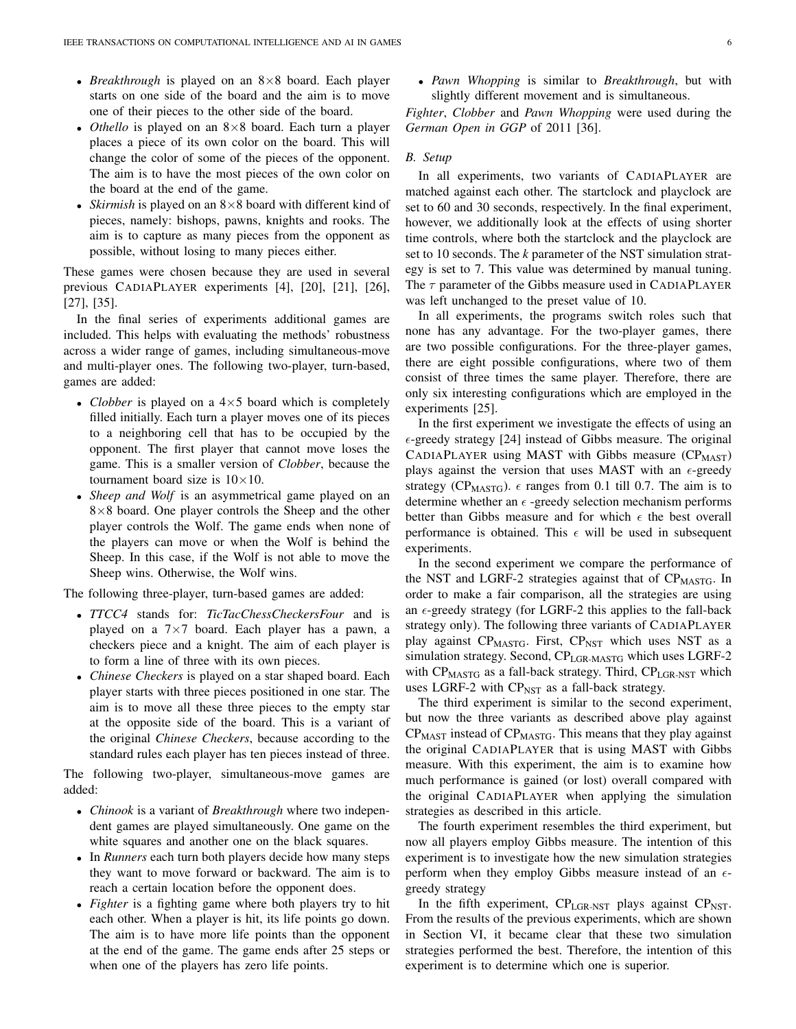- *Breakthrough* is played on an 8×8 board. Each player starts on one side of the board and the aim is to move one of their pieces to the other side of the board.
- *Othello* is played on an 8×8 board. Each turn a player places a piece of its own color on the board. This will change the color of some of the pieces of the opponent. The aim is to have the most pieces of the own color on the board at the end of the game.
- *Skirmish* is played on an 8×8 board with different kind of pieces, namely: bishops, pawns, knights and rooks. The aim is to capture as many pieces from the opponent as possible, without losing to many pieces either.

These games were chosen because they are used in several previous CadiaPlayer experiments [4], [20], [21], [26], [27], [35].

In the final series of experiments additional games are included. This helps with evaluating the methods' robustness across a wider range of games, including simultaneous-move and multi-player ones. The following two-player, turn-based, games are added:

- *Clobber* is played on a 4×5 board which is completely filled initially. Each turn a player moves one of its pieces to a neighboring cell that has to be occupied by the opponent. The first player that cannot move loses the game. This is a smaller version of *Clobber*, because the tournament board size is 10×10.
- *Sheep and Wolf* is an asymmetrical game played on an 8×8 board. One player controls the Sheep and the other player controls the Wolf. The game ends when none of the players can move or when the Wolf is behind the Sheep. In this case, if the Wolf is not able to move the Sheep wins. Otherwise, the Wolf wins.

The following three-player, turn-based games are added:

- *TTCC4* stands for: *TicTacChessCheckersFour* and is played on a 7×7 board. Each player has a pawn, a checkers piece and a knight. The aim of each player is to form a line of three with its own pieces.
- *Chinese Checkers* is played on a star shaped board. Each player starts with three pieces positioned in one star. The aim is to move all these three pieces to the empty star at the opposite side of the board. This is a variant of the original *Chinese Checkers*, because according to the standard rules each player has ten pieces instead of three.

The following two-player, simultaneous-move games are added:

- *Chinook* is a variant of *Breakthrough* where two independent games are played simultaneously. One game on the white squares and another one on the black squares.
- In *Runners* each turn both players decide how many steps they want to move forward or backward. The aim is to reach a certain location before the opponent does.
- *Fighter* is a fighting game where both players try to hit each other. When a player is hit, its life points go down. The aim is to have more life points than the opponent at the end of the game. The game ends after 25 steps or when one of the players has zero life points.
- *Pawn Whopping* is similar to *Breakthrough*, but with slightly different movement and is simultaneous.

*Fighter*, *Clobber* and *Pawn Whopping* were used during the *German Open in GGP* of 2011 [36].

### B. Setup

In all experiments, two variants of CadiaPlayer are matched against each other. The startclock and playclock are set to 60 and 30 seconds, respectively. In the final experiment, however, we additionally look at the effects of using shorter time controls, where both the startclock and the playclock are set to 10 seconds. The *k* parameter of the NST simulation strategy is set to 7. This value was determined by manual tuning. The $\tau$ parameter of the Gibbs measure used in CadiaPlayer was left unchanged to the preset value of 10.

In all experiments, the programs switch roles such that none has any advantage. For the two-player games, there are two possible configurations. For the three-player games, there are eight possible configurations, where two of them consist of three times the same player. Therefore, there are only six interesting configurations which are employed in the experiments [25].

In the first experiment we investigate the effects of using an $\epsilon$-greedy strategy [24] instead of Gibbs measure. The original CadiaPlayer using MAST with Gibbs measure ($\text{CP}_{\text{MAST}}$) plays against the version that uses MAST with an $\epsilon$-greedy strategy ($\text{CP}_{\text{MASTG}}$). $\epsilon$ ranges from 0.1 till 0.7. The aim is to determine whether an $\epsilon$ -greedy selection mechanism performs better than Gibbs measure and for which $\epsilon$ the best overall performance is obtained. This $\epsilon$ will be used in subsequent experiments.

In the second experiment we compare the performance of the NST and LGRF-2 strategies against that of $\text{CP}_{\text{MASTG}}$. In order to make a fair comparison, all the strategies are using an $\epsilon$-greedy strategy (for LGRF-2 this applies to the fall-back strategy only). The following three variants of CadiaPlayer play against $\text{CP}_{\text{MASTG}}$. First, $\text{CP}_{\text{NST}}$ which uses NST as a simulation strategy. Second, $\text{CP}_{\text{LGR-MASTG}}$ which uses LGRF-2 with $\text{CP}_{\text{MASTG}}$ as a fall-back strategy. Third, $\text{CP}_{\text{LGR-NST}}$ which uses LGRF-2 with $\text{CP}_{\text{NST}}$ as a fall-back strategy.

The third experiment is similar to the second experiment, but now the three variants as described above play against $\text{CP}_{\text{MAST}}$ instead of $\text{CP}_{\text{MASTG}}$. This means that they play against the original CadiaPlayer that is using MAST with Gibbs measure. With this experiment, the aim is to examine how much performance is gained (or lost) overall compared with the original CadiaPlayer when applying the simulation strategies as described in this article.

The fourth experiment resembles the third experiment, but now all players employ Gibbs measure. The intention of this experiment is to investigate how the new simulation strategies perform when they employ Gibbs measure instead of an $\epsilon$-greedy strategy

In the fifth experiment, $\text{CP}_{\text{LGR-NST}}$ plays against $\text{CP}_{\text{NST}}$. From the results of the previous experiments, which are shown in Section VI, it became clear that these two simulation strategies performed the best. Therefore, the intention of this experiment is to determine which one is superior.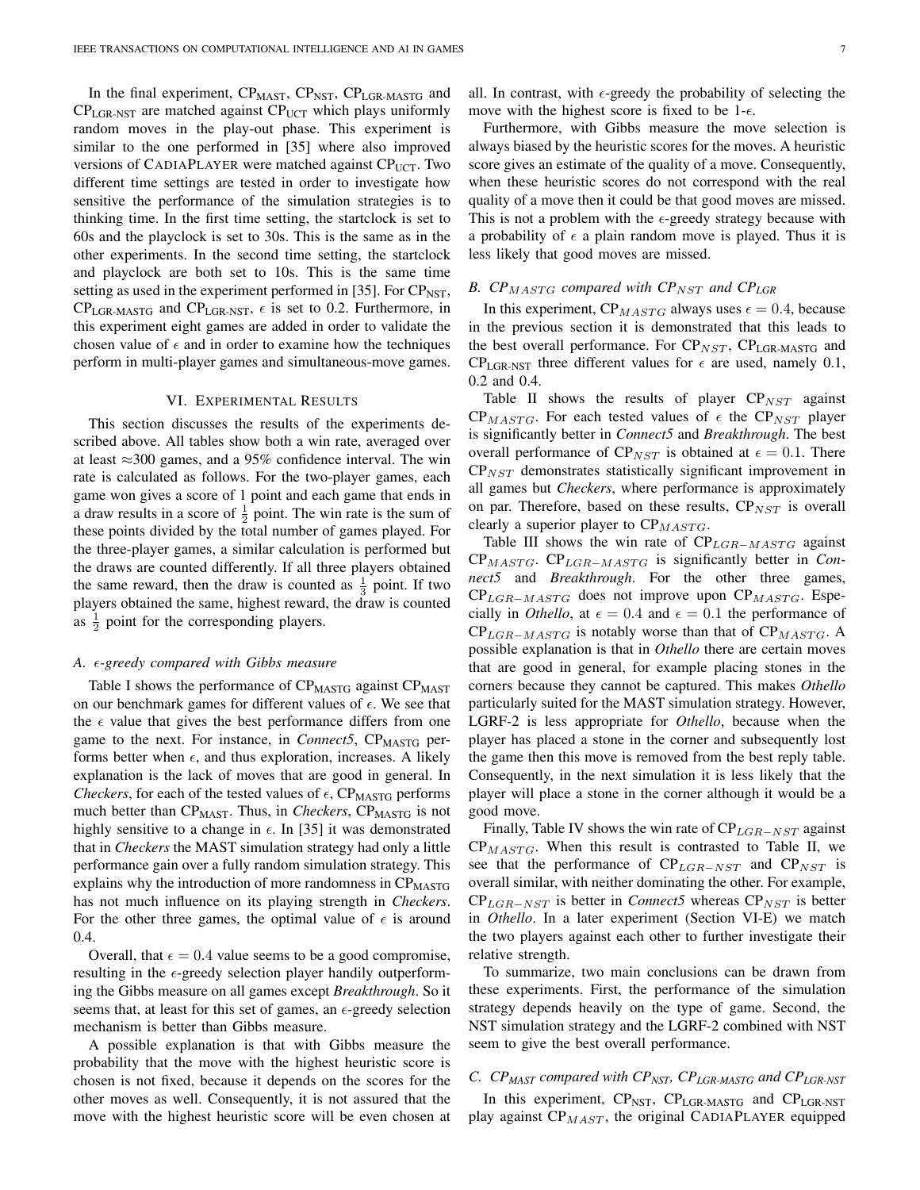In the final experiment, $CP_{MAST}$, $CP_{NST}$, $CP_{LGR\text{-}MASTG}$ and $CP_{LGR\text{-}NST}$ are matched against $CP_{UCT}$ which plays uniformly random moves in the play-out phase. This experiment is similar to the one performed in [35] where also improved versions of CADIAPLAYER were matched against $CP_{UCT}$. Two different time settings are tested in order to investigate how sensitive the performance of the simulation strategies is to thinking time. In the first time setting, the startclock is set to 60s and the playclock is set to 30s. This is the same as in the other experiments. In the second time setting, the startclock and playclock are both set to 10s. This is the same time setting as used in the experiment performed in [35]. For $CP_{NST}$, $CP_{LGR\text{-}MASTG}$ and $CP_{LGR\text{-}NST}$, $\epsilon$ is set to 0.2. Furthermore, in this experiment eight games are added in order to validate the chosen value of $\epsilon$ and in order to examine how the techniques perform in multi-player games and simultaneous-move games.

## VI. Experimental Results

This section discusses the results of the experiments described above. All tables show both a win rate, averaged over at least ≈300 games, and a 95% confidence interval. The win rate is calculated as follows. For the two-player games, each game won gives a score of 1 point and each game that ends in a draw results in a score of $\frac{1}{2}$ point. The win rate is the sum of these points divided by the total number of games played. For the three-player games, a similar calculation is performed but the draws are counted differently. If all three players obtained the same reward, then the draw is counted as $\frac{1}{3}$ point. If two players obtained the same, highest reward, the draw is counted as $\frac{1}{2}$ point for the corresponding players.

### A. $\epsilon$-greedy compared with Gibbs measure

Table I shows the performance of $CP_{MASTG}$ against $CP_{MAST}$ on our benchmark games for different values of $\epsilon$. We see that the $\epsilon$ value that gives the best performance differs from one game to the next. For instance, in *Connect5*, $CP_{MASTG}$ performs better when $\epsilon$, and thus exploration, increases. A likely explanation is the lack of moves that are good in general. In *Checkers*, for each of the tested values of $\epsilon$, $CP_{MASTG}$ performs much better than $CP_{MAST}$. Thus, in *Checkers*, $CP_{MASTG}$ is not highly sensitive to a change in $\epsilon$. In [35] it was demonstrated that in *Checkers* the MAST simulation strategy had only a little performance gain over a fully random simulation strategy. This explains why the introduction of more randomness in $CP_{MASTG}$ has not much influence on its playing strength in *Checkers*. For the other three games, the optimal value of $\epsilon$ is around 0.4.

Overall, that $\epsilon = 0.4$ value seems to be a good compromise, resulting in the $\epsilon$-greedy selection player handily outperforming the Gibbs measure on all games except *Breakthrough*. So it seems that, at least for this set of games, an $\epsilon$-greedy selection mechanism is better than Gibbs measure.

A possible explanation is that with Gibbs measure the probability that the move with the highest heuristic score is chosen is not fixed, because it depends on the scores for the other moves as well. Consequently, it is not assured that the move with the highest heuristic score will be even chosen at all. In contrast, with $\epsilon$-greedy the probability of selecting the move with the highest score is fixed to be 1-$\epsilon$.

Furthermore, with Gibbs measure the move selection is always biased by the heuristic scores for the moves. A heuristic score gives an estimate of the quality of a move. Consequently, when these heuristic scores do not correspond with the real quality of a move then it could be that good moves are missed. This is not a problem with the $\epsilon$-greedy strategy because with a probability of $\epsilon$ a plain random move is played. Thus it is less likely that good moves are missed.

### B. $CP_{MASTG}$ compared with $CP_{NST}$ and $CP_{LGR}$

In this experiment, $CP_{MASTG}$ always uses $\epsilon = 0.4$, because in the previous section it is demonstrated that this leads to the best overall performance. For $CP_{NST}$, $CP_{LGR\text{-}MASTG}$ and $CP_{LGR\text{-}NST}$ three different values for $\epsilon$ are used, namely 0.1, 0.2 and 0.4.

Table II shows the results of player $CP_{NST}$ against $CP_{MASTG}$. For each tested values of $\epsilon$ the $CP_{NST}$ player is significantly better in *Connect5* and *Breakthrough*. The best overall performance of $CP_{NST}$ is obtained at $\epsilon = 0.1$. There $CP_{NST}$ demonstrates statistically significant improvement in all games but *Checkers*, where performance is approximately on par. Therefore, based on these results, $CP_{NST}$ is overall clearly a superior player to $CP_{MASTG}$.

Table III shows the win rate of $CP_{LGR-MASTG}$ against $CP_{MASTG}$. $CP_{LGR-MASTG}$ is significantly better in *Connect5* and *Breakthrough*. For the other three games, $CP_{LGR-MASTG}$ does not improve upon $CP_{MASTG}$. Especially in *Othello*, at $\epsilon = 0.4$ and $\epsilon = 0.1$ the performance of $CP_{LGR-MASTG}$ is notably worse than that of $CP_{MASTG}$. A possible explanation is that in *Othello* there are certain moves that are good in general, for example placing stones in the corners because they cannot be captured. This makes *Othello* particularly suited for the MAST simulation strategy. However, LGRF-2 is less appropriate for *Othello*, because when the player has placed a stone in the corner and subsequently lost the game then this move is removed from the best reply table. Consequently, in the next simulation it is less likely that the player will place a stone in the corner although it would be a good move.

Finally, Table IV shows the win rate of $CP_{LGR-NST}$ against $CP_{MASTG}$. When this result is contrasted to Table II, we see that the performance of $CP_{LGR-NST}$ and $CP_{NST}$ is overall similar, with neither dominating the other. For example, $CP_{LGR-NST}$ is better in *Connect5* whereas $CP_{NST}$ is better in *Othello*. In a later experiment (Section VI-E) we match the two players against each other to further investigate their relative strength.

To summarize, two main conclusions can be drawn from these experiments. First, the performance of the simulation strategy depends heavily on the type of game. Second, the NST simulation strategy and the LGRF-2 combined with NST seem to give the best overall performance.

### C. $CP_{MAST}$ compared with $CP_{NST}$, $CP_{LGR\text{-}MASTG}$ and $CP_{LGR\text{-}NST}$

In this experiment, $CP_{NST}$, $CP_{LGR\text{-}MASTG}$ and $CP_{LGR\text{-}NST}$ play against $CP_{MAST}$, the original CADIAPLAYER equipped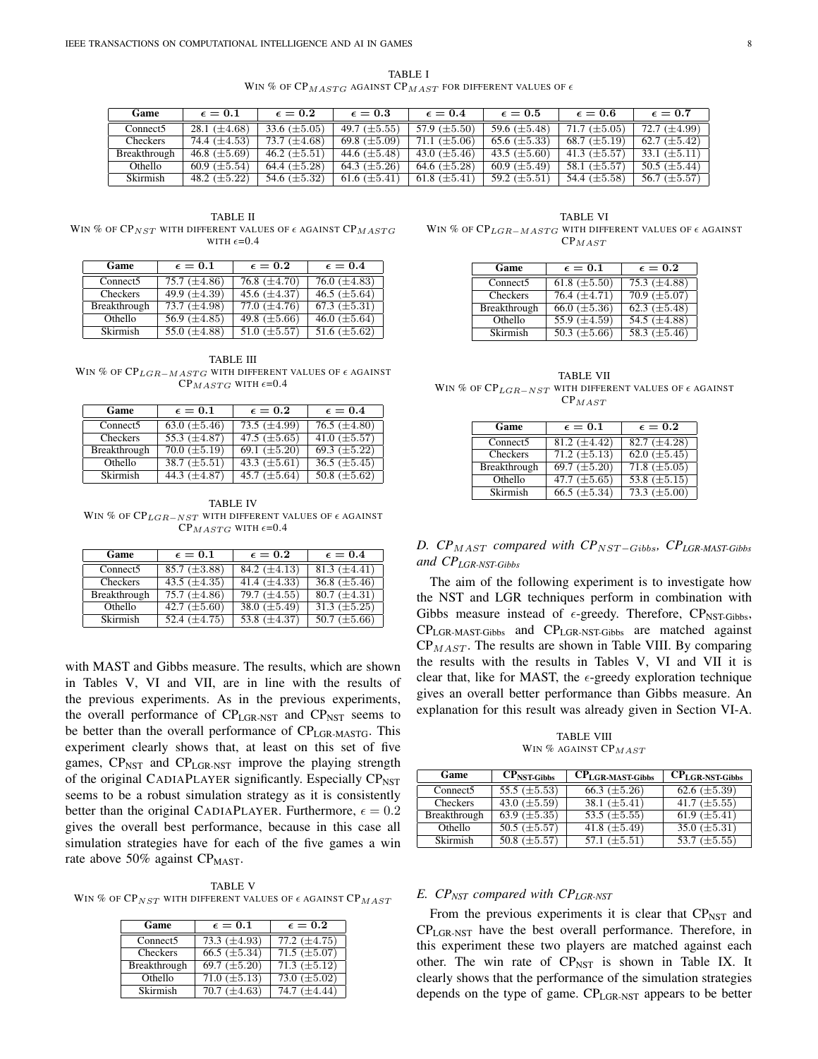TABLE I

WIN % OF $CP_{MASTG}$ AGAINST $CP_{MAST}$ FOR DIFFERENT VALUES OF $\epsilon$

| Game | $\epsilon = 0.1$ | $\epsilon = 0.2$ | $\epsilon = 0.3$ | $\epsilon = 0.4$ | $\epsilon = 0.5$ | $\epsilon = 0.6$ | $\epsilon = 0.7$ |
|---|---|---|---|---|---|---|---|
| Connect5 | 28.1 ($\pm$4.68) | 33.6 ($\pm$5.05) | 49.7 ($\pm$5.55) | 57.9 ($\pm$5.50) | 59.6 ($\pm$5.48) | 71.7 ($\pm$5.05) | 72.7 ($\pm$4.99) |
| Checkers | 74.4 ($\pm$4.53) | 73.7 ($\pm$4.68) | 69.8 ($\pm$5.09) | 71.1 ($\pm$5.06) | 65.6 ($\pm$5.33) | 68.7 ($\pm$5.19) | 62.7 ($\pm$5.42) |
| Breakthrough | 46.8 ($\pm$5.69) | 46.2 ($\pm$5.51) | 44.6 ($\pm$5.48) | 43.0 ($\pm$5.46) | 43.5 ($\pm$5.60) | 41.3 ($\pm$5.57) | 33.1 ($\pm$5.11) |
| Othello | 60.9 ($\pm$5.54) | 64.4 ($\pm$5.28) | 64.3 ($\pm$5.26) | 64.6 ($\pm$5.28) | 60.9 ($\pm$5.49) | 58.1 ($\pm$5.57) | 50.5 ($\pm$5.44) |
| Skirmish | 48.2 ($\pm$5.22) | 54.6 ($\pm$5.32) | 61.6 ($\pm$5.41) | 61.8 ($\pm$5.41) | 59.2 ($\pm$5.51) | 54.4 ($\pm$5.58) | 56.7 ($\pm$5.57) |

TABLE II

WIN % OF $CP_{NST}$ WITH DIFFERENT VALUES OF $\epsilon$ AGAINST $CP_{MASTG}$ WITH $\epsilon$=0.4

| Game | $\epsilon = 0.1$ | $\epsilon = 0.2$ | $\epsilon = 0.4$ |
|---|---|---|---|
| Connect5 | 75.7 ($\pm$4.86) | 76.8 ($\pm$4.70) | 76.0 ($\pm$4.83) |
| Checkers | 49.9 ($\pm$4.39) | 45.6 ($\pm$4.37) | 46.5 ($\pm$5.64) |
| Breakthrough | 73.7 ($\pm$4.98) | 77.0 ($\pm$4.76) | 67.3 ($\pm$5.31) |
| Othello | 56.9 ($\pm$4.85) | 49.8 ($\pm$5.66) | 46.0 ($\pm$5.64) |
| Skirmish | 55.0 ($\pm$4.88) | 51.0 ($\pm$5.57) | 51.6 ($\pm$5.62) |

TABLE III

WIN % OF $CP_{LGR-MASTG}$ WITH DIFFERENT VALUES OF $\epsilon$ AGAINST $CP_{MASTG}$ WITH $\epsilon$=0.4

| Game | $\epsilon = 0.1$ | $\epsilon = 0.2$ | $\epsilon = 0.4$ |
|---|---|---|---|
| Connect5 | 63.0 ($\pm$5.46) | 73.5 ($\pm$4.99) | 76.5 ($\pm$4.80) |
| Checkers | 55.3 ($\pm$4.87) | 47.5 ($\pm$5.65) | 41.0 ($\pm$5.57) |
| Breakthrough | 70.0 ($\pm$5.19) | 69.1 ($\pm$5.20) | 69.3 ($\pm$5.22) |
| Othello | 38.7 ($\pm$5.51) | 43.3 ($\pm$5.61) | 36.5 ($\pm$5.45) |
| Skirmish | 44.3 ($\pm$4.87) | 45.7 ($\pm$5.64) | 50.8 ($\pm$5.62) |

TABLE IV

WIN % OF $CP_{LGR-NST}$ WITH DIFFERENT VALUES OF $\epsilon$ AGAINST $CP_{MASTG}$ WITH $\epsilon$=0.4

| Game | $\epsilon = 0.1$ | $\epsilon = 0.2$ | $\epsilon = 0.4$ |
|---|---|---|---|
| Connect5 | 85.7 ($\pm$3.88) | 84.2 ($\pm$4.13) | 81.3 ($\pm$4.41) |
| Checkers | 43.5 ($\pm$4.35) | 41.4 ($\pm$4.33) | 36.8 ($\pm$5.46) |
| Breakthrough | 75.7 ($\pm$4.86) | 79.7 ($\pm$4.55) | 80.7 ($\pm$4.31) |
| Othello | 42.7 ($\pm$5.60) | 38.0 ($\pm$5.49) | 31.3 ($\pm$5.25) |
| Skirmish | 52.4 ($\pm$4.75) | 53.8 ($\pm$4.37) | 50.7 ($\pm$5.66) |

with MAST and Gibbs measure. The results, which are shown in Tables V, VI and VII, are in line with the results of the previous experiments. As in the previous experiments, the overall performance of $CP_{LGR\text{-}NST}$ and $CP_{NST}$ seems to be better than the overall performance of $CP_{LGR\text{-}MASTG}$. This experiment clearly shows that, at least on this set of five games, $CP_{NST}$ and $CP_{LGR\text{-}NST}$ improve the playing strength of the original CADIAPLAYER significantly. Especially $CP_{NST}$ seems to be a robust simulation strategy as it is consistently better than the original CADIAPLAYER. Furthermore, $\epsilon = 0.2$ gives the overall best performance, because in this case all simulation strategies have for each of the five games a win rate above 50% against $CP_{MAST}$.

TABLE V

WIN % OF $CP_{NST}$ WITH DIFFERENT VALUES OF $\epsilon$ AGAINST $CP_{MAST}$

| Game | $\epsilon = 0.1$ | $\epsilon = 0.2$ |
|---|---|---|
| Connect5 | 73.3 ($\pm$4.93) | 77.2 ($\pm$4.75) |
| Checkers | 66.5 ($\pm$5.34) | 71.5 ($\pm$5.07) |
| Breakthrough | 69.7 ($\pm$5.20) | 71.3 ($\pm$5.12) |
| Othello | 71.0 ($\pm$5.13) | 73.0 ($\pm$5.02) |
| Skirmish | 70.7 ($\pm$4.63) | 74.7 ($\pm$4.44) |

TABLE VI

WIN % OF $CP_{LGR-MASTG}$ WITH DIFFERENT VALUES OF $\epsilon$ AGAINST $CP_{MAST}$

| Game | $\epsilon = 0.1$ | $\epsilon = 0.2$ |
|---|---|---|
| Connect5 | 61.8 ($\pm$5.50) | 75.3 ($\pm$4.88) |
| Checkers | 76.4 ($\pm$4.71) | 70.9 ($\pm$5.07) |
| Breakthrough | 66.0 ($\pm$5.36) | 62.3 ($\pm$5.48) |
| Othello | 55.9 ($\pm$4.59) | 54.5 ($\pm$4.88) |
| Skirmish | 50.3 ($\pm$5.66) | 58.3 ($\pm$5.46) |

TABLE VII

WIN % OF $CP_{LGR-NST}$ WITH DIFFERENT VALUES OF $\epsilon$ AGAINST $CP_{MAST}$

| Game | $\epsilon = 0.1$ | $\epsilon = 0.2$ |
|---|---|---|
| Connect5 | 81.2 ($\pm$4.42) | 82.7 ($\pm$4.28) |
| Checkers | 71.2 ($\pm$5.13) | 62.0 ($\pm$5.45) |
| Breakthrough | 69.7 ($\pm$5.20) | 71.8 ($\pm$5.05) |
| Othello | 47.7 ($\pm$5.65) | 53.8 ($\pm$5.15) |
| Skirmish | 66.5 ($\pm$5.34) | 73.3 ($\pm$5.00) |

### D. $CP_{MAST}$ compared with $CP_{NST-Gibbs}$, $CP_{LGR\text{-}MAST\text{-}Gibbs}$ and $CP_{LGR\text{-}NST\text{-}Gibbs}$

The aim of the following experiment is to investigate how the NST and LGR techniques perform in combination with Gibbs measure instead of $\epsilon$-greedy. Therefore, $CP_{NST\text{-}Gibbs}$, $CP_{LGR\text{-}MAST\text{-}Gibbs}$ and $CP_{LGR\text{-}NST\text{-}Gibbs}$ are matched against $CP_{MAST}$. The results are shown in Table VIII. By comparing the results with the results in Tables V, VI and VII it is clear that, like for MAST, the $\epsilon$-greedy exploration technique gives an overall better performance than Gibbs measure. An explanation for this result was already given in Section VI-A.

TABLE VIII

WIN % AGAINST $CP_{MAST}$

| Game | $CP_{NST\text{-}Gibbs}$ | $CP_{LGR\text{-}MAST\text{-}Gibbs}$ | $CP_{LGR\text{-}NST\text{-}Gibbs}$ |
|---|---|---|---|
| Connect5 | 55.5 ($\pm$5.53) | 66.3 ($\pm$5.26) | 62.6 ($\pm$5.39) |
| Checkers | 43.0 ($\pm$5.59) | 38.1 ($\pm$5.41) | 41.7 ($\pm$5.55) |
| Breakthrough | 63.9 ($\pm$5.35) | 53.5 ($\pm$5.55) | 61.9 ($\pm$5.41) |
| Othello | 50.5 ($\pm$5.57) | 41.8 ($\pm$5.49) | 35.0 ($\pm$5.31) |
| Skirmish | 50.8 ($\pm$5.57) | 57.1 ($\pm$5.51) | 53.7 ($\pm$5.55) |

### E. $CP_{NST}$ compared with $CP_{LGR\text{-}NST}$

From the previous experiments it is clear that $CP_{NST}$ and $CP_{LGR\text{-}NST}$ have the best overall performance. Therefore, in this experiment these two players are matched against each other. The win rate of $CP_{NST}$ is shown in Table IX. It clearly shows that the performance of the simulation strategies depends on the type of game. $CP_{LGR\text{-}NST}$ appears to be better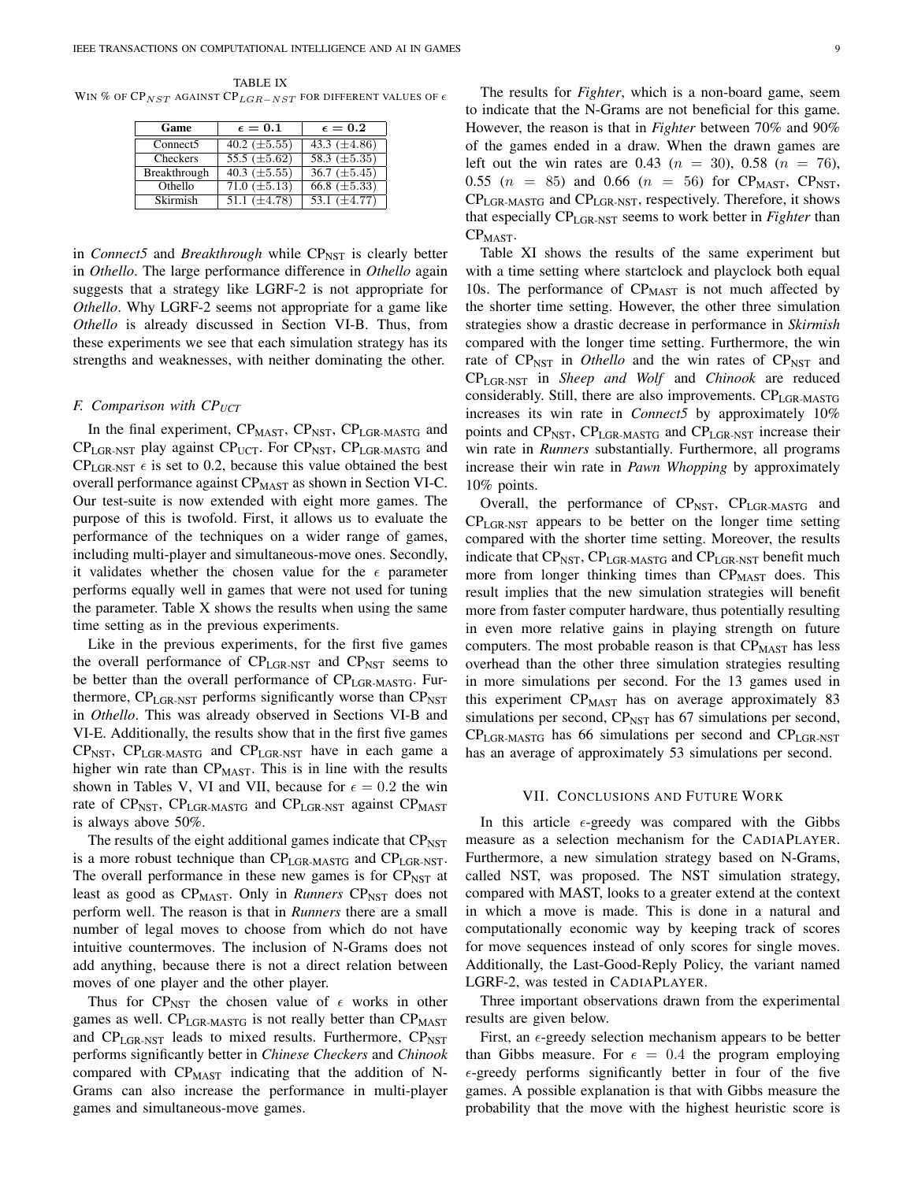TABLE IX

WIN % OF $CP_{NST}$ AGAINST $CP_{LGR-NST}$ FOR DIFFERENT VALUES OF $\epsilon$

| Game | $\epsilon = 0.1$ | $\epsilon = 0.2$ |
|---|---|---|
| Connect5 | 40.2 ($\pm$5.55) | 43.3 ($\pm$4.86) |
| Checkers | 55.5 ($\pm$5.62) | 58.3 ($\pm$5.35) |
| Breakthrough | 40.3 ($\pm$5.55) | 36.7 ($\pm$5.45) |
| Othello | 71.0 ($\pm$5.13) | 66.8 ($\pm$5.33) |
| Skirmish | 51.1 ($\pm$4.78) | 53.1 ($\pm$4.77) |

in *Connect5* and *Breakthrough* while $CP_{NST}$ is clearly better in *Othello*. The large performance difference in *Othello* again suggests that a strategy like LGRF-2 is not appropriate for *Othello*. Why LGRF-2 seems not appropriate for a game like *Othello* is already discussed in Section VI-B. Thus, from these experiments we see that each simulation strategy has its strengths and weaknesses, with neither dominating the other.

### F. Comparison with $CP_{UCT}$

In the final experiment, $CP_{MAST}$, $CP_{NST}$, $CP_{LGR\text{-}MASTG}$ and $CP_{LGR\text{-}NST}$ play against $CP_{UCT}$. For $CP_{NST}$, $CP_{LGR\text{-}MASTG}$ and $CP_{LGR\text{-}NST}$ $\epsilon$ is set to 0.2, because this value obtained the best overall performance against $CP_{MAST}$ as shown in Section VI-C. Our test-suite is now extended with eight more games. The purpose of this is twofold. First, it allows us to evaluate the performance of the techniques on a wider range of games, including multi-player and simultaneous-move ones. Secondly, it validates whether the chosen value for the $\epsilon$ parameter performs equally well in games that were not used for tuning the parameter. Table X shows the results when using the same time setting as in the previous experiments.

Like in the previous experiments, for the first five games the overall performance of $CP_{LGR\text{-}NST}$ and $CP_{NST}$ seems to be better than the overall performance of $CP_{LGR\text{-}MASTG}$. Furthermore, $CP_{LGR\text{-}NST}$ performs significantly worse than $CP_{NST}$ in *Othello*. This was already observed in Sections VI-B and VI-E. Additionally, the results show that in the first five games $CP_{NST}$, $CP_{LGR\text{-}MASTG}$ and $CP_{LGR\text{-}NST}$ have in each game a higher win rate than $CP_{MAST}$. This is in line with the results shown in Tables V, VI and VII, because for $\epsilon = 0.2$ the win rate of $CP_{NST}$, $CP_{LGR\text{-}MASTG}$ and $CP_{LGR\text{-}NST}$ against $CP_{MAST}$ is always above 50%.

The results of the eight additional games indicate that $CP_{NST}$ is a more robust technique than $CP_{LGR\text{-}MASTG}$ and $CP_{LGR\text{-}NST}$. The overall performance in these new games is for $CP_{NST}$ at least as good as $CP_{MAST}$. Only in *Runners* $CP_{NST}$ does not perform well. The reason is that in *Runners* there are a small number of legal moves to choose from which do not have intuitive countermoves. The inclusion of N-Grams does not add anything, because there is not a direct relation between moves of one player and the other player.

Thus for $CP_{NST}$ the chosen value of $\epsilon$ works in other games as well. $CP_{LGR\text{-}MASTG}$ is not really better than $CP_{MAST}$ and $CP_{LGR\text{-}NST}$ leads to mixed results. Furthermore, $CP_{NST}$ performs significantly better in *Chinese Checkers* and *Chinook* compared with $CP_{MAST}$ indicating that the addition of N-Grams can also increase the performance in multi-player games and simultaneous-move games.

The results for *Fighter*, which is a non-board game, seem to indicate that the N-Grams are not beneficial for this game. However, the reason is that in *Fighter* between 70% and 90% of the games ended in a draw. When the drawn games are left out the win rates are 0.43 ($n = 30$), 0.58 ($n = 76$), 0.55 ($n = 85$) and 0.66 ($n = 56$) for $CP_{MAST}$, $CP_{NST}$, $CP_{LGR\text{-}MASTG}$ and $CP_{LGR\text{-}NST}$, respectively. Therefore, it shows that especially $CP_{LGR\text{-}NST}$ seems to work better in *Fighter* than $CP_{MAST}$.

Table XI shows the results of the same experiment but with a time setting where startclock and playclock both equal 10s. The performance of $CP_{MAST}$ is not much affected by the shorter time setting. However, the other three simulation strategies show a drastic decrease in performance in *Skirmish* compared with the longer time setting. Furthermore, the win rate of $CP_{NST}$ in *Othello* and the win rates of $CP_{NST}$ and $CP_{LGR\text{-}NST}$ in *Sheep and Wolf* and *Chinook* are reduced considerably. Still, there are also improvements. $CP_{LGR\text{-}MASTG}$ increases its win rate in *Connect5* by approximately 10% points and $CP_{NST}$, $CP_{LGR\text{-}MASTG}$ and $CP_{LGR\text{-}NST}$ increase their win rate in *Runners* substantially. Furthermore, all programs increase their win rate in *Pawn Whopping* by approximately 10% points.

Overall, the performance of $CP_{NST}$, $CP_{LGR\text{-}MASTG}$ and $CP_{LGR\text{-}NST}$ appears to be better on the longer time setting compared with the shorter time setting. Moreover, the results indicate that $CP_{NST}$, $CP_{LGR\text{-}MASTG}$ and $CP_{LGR\text{-}NST}$ benefit much more from longer thinking times than $CP_{MAST}$ does. This result implies that the new simulation strategies will benefit more from faster computer hardware, thus potentially resulting in even more relative gains in playing strength on future computers. The most probable reason is that $CP_{MAST}$ has less overhead than the other three simulation strategies resulting in more simulations per second. For the 13 games used in this experiment $CP_{MAST}$ has on average approximately 83 simulations per second, $CP_{NST}$ has 67 simulations per second, $CP_{LGR\text{-}MASTG}$ has 66 simulations per second and $CP_{LGR\text{-}NST}$ has an average of approximately 53 simulations per second.

## VII. CONCLUSIONS AND FUTURE WORK

In this article $\epsilon$-greedy was compared with the Gibbs measure as a selection mechanism for the CADIAPLAYER. Furthermore, a new simulation strategy based on N-Grams, called NST, was proposed. The NST simulation strategy, compared with MAST, looks to a greater extend at the context in which a move is made. This is done in a natural and computationally economic way by keeping track of scores for move sequences instead of only scores for single moves. Additionally, the Last-Good-Reply Policy, the variant named LGRF-2, was tested in CADIAPLAYER.

Three important observations drawn from the experimental results are given below.

First, an $\epsilon$-greedy selection mechanism appears to be better than Gibbs measure. For $\epsilon = 0.4$ the program employing $\epsilon$-greedy performs significantly better in four of the five games. A possible explanation is that with Gibbs measure the probability that the move with the highest heuristic score is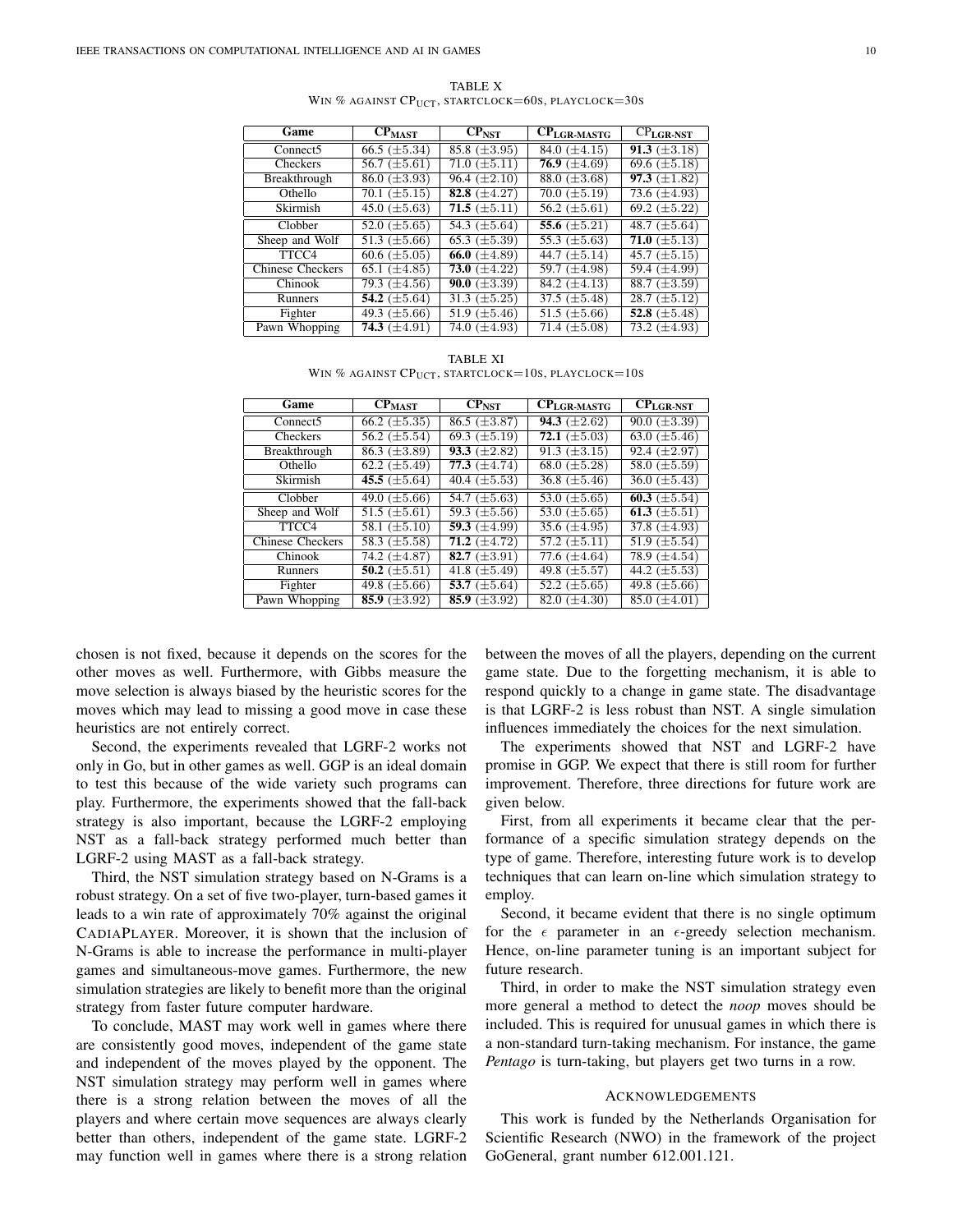TABLE X
WIN % AGAINST $CP_{UCT}$, STARTCLOCK=60S, PLAYCLOCK=30S

| Game | $CP_{MAST}$ | $CP_{NST}$ | $CP_{LGR\text{-}MASTG}$ | $CP_{LGR\text{-}NST}$ |
|---|---|---|---|---|
| Connect5 | 66.5 (±5.34) | 85.8 (±3.95) | 84.0 (±4.15) | **91.3** (±3.18) |
| Checkers | 56.7 (±5.61) | 71.0 (±5.11) | **76.9** (±4.69) | 69.6 (±5.18) |
| Breakthrough | 86.0 (±3.93) | 96.4 (±2.10) | 88.0 (±3.68) | **97.3** (±1.82) |
| Othello | 70.1 (±5.15) | **82.8** (±4.27) | 70.0 (±5.19) | 73.6 (±4.93) |
| Skirmish | 45.0 (±5.63) | **71.5** (±5.11) | 56.2 (±5.61) | 69.2 (±5.22) |
| Clobber | 52.0 (±5.65) | 54.3 (±5.64) | **55.6** (±5.21) | 48.7 (±5.64) |
| Sheep and Wolf | 51.3 (±5.66) | 65.3 (±5.39) | 55.3 (±5.63) | **71.0** (±5.13) |
| TTCC4 | 60.6 (±5.05) | **66.0** (±4.89) | 44.7 (±5.14) | 45.7 (±5.15) |
| Chinese Checkers | 65.1 (±4.85) | **73.0** (±4.22) | 59.7 (±4.98) | 59.4 (±4.99) |
| Chinook | 79.3 (±4.56) | **90.0** (±3.39) | 84.2 (±4.13) | 88.7 (±3.59) |
| Runners | **54.2** (±5.64) | 31.3 (±5.25) | 37.5 (±5.48) | 28.7 (±5.12) |
| Fighter | 49.3 (±5.66) | 51.9 (±5.46) | 51.5 (±5.66) | **52.8** (±5.48) |
| Pawn Whopping | **74.3** (±4.91) | 74.0 (±4.93) | 71.4 (±5.08) | 73.2 (±4.93) |

TABLE XI
WIN % AGAINST $CP_{UCT}$, STARTCLOCK=10S, PLAYCLOCK=10S

| Game | $CP_{MAST}$ | $CP_{NST}$ | $CP_{LGR\text{-}MASTG}$ | $CP_{LGR\text{-}NST}$ |
|---|---|---|---|---|
| Connect5 | 66.2 (±5.35) | 86.5 (±3.87) | **94.3** (±2.62) | 90.0 (±3.39) |
| Checkers | 56.2 (±5.54) | 69.3 (±5.19) | **72.1** (±5.03) | 63.0 (±5.46) |
| Breakthrough | 86.3 (±3.89) | **93.3** (±2.82) | 91.3 (±3.15) | 92.4 (±2.97) |
| Othello | 62.2 (±5.49) | **77.3** (±4.74) | 68.0 (±5.28) | 58.0 (±5.59) |
| Skirmish | **45.5** (±5.64) | 40.4 (±5.53) | 36.8 (±5.46) | 36.0 (±5.43) |
| Clobber | 49.0 (±5.66) | 54.7 (±5.63) | 53.0 (±5.65) | **60.3** (±5.54) |
| Sheep and Wolf | 51.5 (±5.61) | 59.3 (±5.56) | 53.0 (±5.65) | **61.3** (±5.51) |
| TTCC4 | 58.1 (±5.10) | **59.3** (±4.99) | 35.6 (±4.95) | 37.8 (±4.93) |
| Chinese Checkers | 58.3 (±5.58) | **71.2** (±4.72) | 57.2 (±5.11) | 51.9 (±5.54) |
| Chinook | 74.2 (±4.87) | **82.7** (±3.91) | 77.6 (±4.64) | 78.9 (±4.54) |
| Runners | **50.2** (±5.51) | 41.8 (±5.49) | 49.8 (±5.57) | 44.2 (±5.53) |
| Fighter | 49.8 (±5.66) | **53.7** (±5.64) | 52.2 (±5.65) | 49.8 (±5.66) |
| Pawn Whopping | **85.9** (±3.92) | **85.9** (±3.92) | 82.0 (±4.30) | 85.0 (±4.01) |

chosen is not fixed, because it depends on the scores for the other moves as well. Furthermore, with Gibbs measure the move selection is always biased by the heuristic scores for the moves which may lead to missing a good move in case these heuristics are not entirely correct.

Second, the experiments revealed that LGRF-2 works not only in Go, but in other games as well. GGP is an ideal domain to test this because of the wide variety such programs can play. Furthermore, the experiments showed that the fall-back strategy is also important, because the LGRF-2 employing NST as a fall-back strategy performed much better than LGRF-2 using MAST as a fall-back strategy.

Third, the NST simulation strategy based on N-Grams is a robust strategy. On a set of five two-player, turn-based games it leads to a win rate of approximately 70% against the original CADIAPLAYER. Moreover, it is shown that the inclusion of N-Grams is able to increase the performance in multi-player games and simultaneous-move games. Furthermore, the new simulation strategies are likely to benefit more than the original strategy from faster future computer hardware.

To conclude, MAST may work well in games where there are consistently good moves, independent of the game state and independent of the moves played by the opponent. The NST simulation strategy may perform well in games where there is a strong relation between the moves of all the players and where certain move sequences are always clearly better than others, independent of the game state. LGRF-2 may function well in games where there is a strong relation between the moves of all the players, depending on the current game state. Due to the forgetting mechanism, it is able to respond quickly to a change in game state. The disadvantage is that LGRF-2 is less robust than NST. A single simulation influences immediately the choices for the next simulation.

The experiments showed that NST and LGRF-2 have promise in GGP. We expect that there is still room for further improvement. Therefore, three directions for future work are given below.

First, from all experiments it became clear that the performance of a specific simulation strategy depends on the type of game. Therefore, interesting future work is to develop techniques that can learn on-line which simulation strategy to employ.

Second, it became evident that there is no single optimum for the $\epsilon$ parameter in an $\epsilon$-greedy selection mechanism. Hence, on-line parameter tuning is an important subject for future research.

Third, in order to make the NST simulation strategy even more general a method to detect the *noop* moves should be included. This is required for unusual games in which there is a non-standard turn-taking mechanism. For instance, the game *Pentago* is turn-taking, but players get two turns in a row.

## ACKNOWLEDGEMENTS

This work is funded by the Netherlands Organisation for Scientific Research (NWO) in the framework of the project GoGeneral, grant number 612.001.121.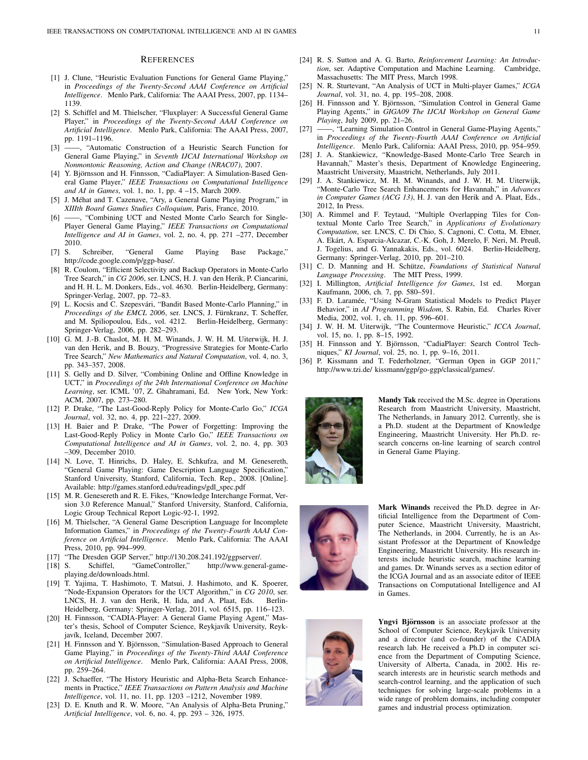## References

[1] J. Clune, "Heuristic Evaluation Functions for General Game Playing," in *Proceedings of the Twenty-Second AAAI Conference on Artificial Intelligence*. Menlo Park, California: The AAAI Press, 2007, pp. 1134–1139.

[2] S. Schiffel and M. Thielscher, "Fluxplayer: A Successful General Game Player," in *Proceedings of the Twenty-Second AAAI Conference on Artificial Intelligence*. Menlo Park, California: The AAAI Press, 2007, pp. 1191–1196.

[3] ——, "Automatic Construction of a Heuristic Search Function for General Game Playing," in *Seventh IJCAI International Workshop on Nonmontonic Reasoning, Action and Change (NRAC07)*, 2007.

[4] Y. Björnsson and H. Finnsson, "CadiaPlayer: A Simulation-Based General Game Player," *IEEE Transactions on Computational Intelligence and AI in Games*, vol. 1, no. 1, pp. 4 –15, March 2009.

[5] J. Méhat and T. Cazenave, "Ary, a General Game Playing Program," in *XIIIth Board Games Studies Colloquium*, Paris, France, 2010.

[6] ——, "Combining UCT and Nested Monte Carlo Search for Single-Player General Game Playing," *IEEE Transactions on Computational Intelligence and AI in Games*, vol. 2, no. 4, pp. 271 –277, December 2010.

[7] S. Schreiber, "General Game Playing Base Package," http://code.google.com/p/ggp-base/.

[8] R. Coulom, "Efficient Selectivity and Backup Operators in Monte-Carlo Tree Search," in *CG 2006*, ser. LNCS, H. J. van den Herik, P. Ciancarini, and H. H. L. M. Donkers, Eds., vol. 4630. Berlin-Heidelberg, Germany: Springer-Verlag, 2007, pp. 72–83.

[9] L. Kocsis and C. Szepesvári, "Bandit Based Monte-Carlo Planning," in *Proceedings of the EMCL 2006*, ser. LNCS, J. Fürnkranz, T. Scheffer, and M. Spiliopoulou, Eds., vol. 4212. Berlin-Heidelberg, Germany: Springer-Verlag, 2006, pp. 282–293.

[10] G. M. J.-B. Chaslot, M. H. M. Winands, J. W. H. M. Uiterwijk, H. J. van den Herik, and B. Bouzy, "Progressive Strategies for Monte-Carlo Tree Search," *New Mathematics and Natural Computation*, vol. 4, no. 3, pp. 343–357, 2008.

[11] S. Gelly and D. Silver, "Combining Online and Offline Knowledge in UCT," in *Proceedings of the 24th International Conference on Machine Learning*, ser. ICML '07, Z. Ghahramani, Ed. New York, New York: ACM, 2007, pp. 273–280.

[12] P. Drake, "The Last-Good-Reply Policy for Monte-Carlo Go," *ICGA Journal*, vol. 32, no. 4, pp. 221–227, 2009.

[13] H. Baier and P. Drake, "The Power of Forgetting: Improving the Last-Good-Reply Policy in Monte Carlo Go," *IEEE Transactions on Computational Intelligence and AI in Games*, vol. 2, no. 4, pp. 303 –309, December 2010.

[14] N. Love, T. Hinrichs, D. Haley, E. Schkufza, and M. Genesereth, "General Game Playing: Game Description Language Specification," Stanford University, Stanford, California, Tech. Rep., 2008. [Online]. Available: http://games.stanford.edu/readings/gdl_spec.pdf

[15] M. R. Genesereth and R. E. Fikes, "Knowledge Interchange Format, Version 3.0 Reference Manual," Stanford University, Stanford, California, Logic Group Technical Report Logic-92-1, 1992.

[16] M. Thielscher, "A General Game Description Language for Incomplete Information Games," in *Proceedings of the Twenty-Fourth AAAI Conference on Artificial Intelligence*. Menlo Park, California: The AAAI Press, 2010, pp. 994–999.

[17] "The Dresden GGP Server," http://130.208.241.192/ggpserver/.

[18] S. Schiffel, "GameController," http://www.general-game-playing.de/downloads.html.

[19] T. Yajima, T. Hashimoto, T. Matsui, J. Hashimoto, and K. Spoerer, "Node-Expansion Operators for the UCT Algorithm," in *CG 2010*, ser. LNCS, H. J. van den Herik, H. Iida, and A. Plaat, Eds. Berlin-Heidelberg, Germany: Springer-Verlag, 2011, vol. 6515, pp. 116–123.

[20] H. Finnsson, "CADIA-Player: A General Game Playing Agent," Master's thesis, School of Computer Science, Reykjavík University, Reykjavík, Iceland, December 2007.

[21] H. Finnsson and Y. Björnsson, "Simulation-Based Approach to General Game Playing," in *Proceedings of the Twenty-Third AAAI Conference on Artificial Intelligence*. Menlo Park, California: AAAI Press, 2008, pp. 259–264.

[22] J. Schaeffer, "The History Heuristic and Alpha-Beta Search Enhancements in Practice," *IEEE Transactions on Pattern Analysis and Machine Intelligence*, vol. 11, no. 11, pp. 1203 –1212, November 1989.

[23] D. E. Knuth and R. W. Moore, "An Analysis of Alpha-Beta Pruning," *Artificial Intelligence*, vol. 6, no. 4, pp. 293 – 326, 1975.

[24] R. S. Sutton and A. G. Barto, *Reinforcement Learning: An Introduction*, ser. Adaptive Computation and Machine Learning. Cambridge, Massachusetts: The MIT Press, March 1998.

[25] N. R. Sturtevant, "An Analysis of UCT in Multi-player Games," *ICGA Journal*, vol. 31, no. 4, pp. 195–208, 2008.

[26] H. Finnsson and Y. Björnsson, "Simulation Control in General Game Playing Agents," in *GIGA09 The IJCAI Workshop on General Game Playing*, July 2009, pp. 21–26.

[27] ——, "Learning Simulation Control in General Game-Playing Agents," in *Proceedings of the Twenty-Fourth AAAI Conference on Artificial Intelligence*. Menlo Park, California: AAAI Press, 2010, pp. 954–959.

[28] J. A. Stankiewicz, "Knowledge-Based Monte-Carlo Tree Search in Havannah," Master's thesis, Department of Knowledge Engineering, Maastricht University, Maastricht, Netherlands, July 2011.

[29] J. A. Stankiewicz, M. H. M. Winands, and J. W. H. M. Uiterwijk, "Monte-Carlo Tree Search Enhancements for Havannah," in *Advances in Computer Games (ACG 13)*, H. J. van den Herik and A. Plaat, Eds., 2012, In Press.

[30] A. Rimmel and F. Teytaud, "Multiple Overlapping Tiles for Contextual Monte Carlo Tree Search," in *Applications of Evolutionary Computation*, ser. LNCS, C. Di Chio, S. Cagnoni, C. Cotta, M. Ebner, A. Ekárt, A. Esparcia-Alcazar, C.-K. Goh, J. Merelo, F. Neri, M. Preuß, J. Togelius, and G. Yannakakis, Eds., vol. 6024. Berlin-Heidelberg, Germany: Springer-Verlag, 2010, pp. 201–210.

[31] C. D. Manning and H. Schütze, *Foundations of Statistical Natural Language Processing*. The MIT Press, 1999.

[32] I. Millington, *Artificial Intelligence for Games*, 1st ed. Morgan Kaufmann, 2006, ch. 7, pp. 580–591.

[33] F. D. Laramée, "Using N-Gram Statistical Models to Predict Player Behavior," in *AI Programming Wisdom*, S. Rabin, Ed. Charles River Media, 2002, vol. 1, ch. 11, pp. 596–601.

[34] J. W. H. M. Uiterwijk, "The Countermove Heuristic," *ICCA Journal*, vol. 15, no. 1, pp. 8–15, 1992.

[35] H. Finnsson and Y. Björnsson, "CadiaPlayer: Search Control Techniques," *KI Journal*, vol. 25, no. 1, pp. 9–16, 2011.

[36] P. Kissmann and T. Federholzner, "German Open in GGP 2011," http://www.tzi.de/ kissmann/ggp/go-ggp/classical/games/.

**Mandy Tak** received the M.Sc. degree in Operations Research from Maastricht University, Maastricht, The Netherlands, in January 2012. Currently, she is a Ph.D. student at the Department of Knowledge Engineering, Maastricht University. Her Ph.D. research concerns on-line learning of search control in General Game Playing.

**Mark Winands** received the Ph.D. degree in Artificial Intelligence from the Department of Computer Science, Maastricht University, Maastricht, The Netherlands, in 2004. Currently, he is an Assistant Professor at the Department of Knowledge Engineering, Maastricht University. His research interests include heuristic search, machine learning and games. Dr. Winands serves as a section editor of the ICGA Journal and as an associate editor of IEEE Transactions on Computational Intelligence and AI in Games.

**Yngvi Björnsson** is an associate professor at the School of Computer Science, Reykjavík University and a director (and co-founder) of the CADIA research lab. He received a Ph.D in computer science from the Department of Computing Science, University of Alberta, Canada, in 2002. His research interests are in heuristic search methods and search-control learning, and the application of such techniques for solving large-scale problems in a wide range of problem domains, including computer games and industrial process optimization.